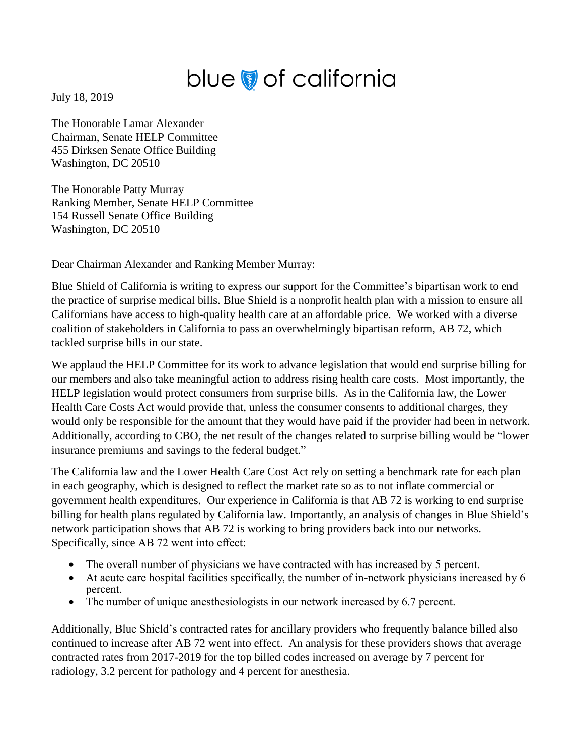blue of california

July 18, 2019

The Honorable Lamar Alexander
Chairman, Senate HELP Committee
455 Dirksen Senate Office Building
Washington, DC 20510

The Honorable Patty Murray
Ranking Member, Senate HELP Committee
154 Russell Senate Office Building
Washington, DC 20510

Dear Chairman Alexander and Ranking Member Murray:

Blue Shield of California is writing to express our support for the Committee's bipartisan work to end the practice of surprise medical bills. Blue Shield is a nonprofit health plan with a mission to ensure all Californians have access to high-quality health care at an affordable price. We worked with a diverse coalition of stakeholders in California to pass an overwhelmingly bipartisan reform, AB 72, which tackled surprise bills in our state.

We applaud the HELP Committee for its work to advance legislation that would end surprise billing for our members and also take meaningful action to address rising health care costs. Most importantly, the HELP legislation would protect consumers from surprise bills. As in the California law, the Lower Health Care Costs Act would provide that, unless the consumer consents to additional charges, they would only be responsible for the amount that they would have paid if the provider had been in network. Additionally, according to CBO, the net result of the changes related to surprise billing would be "lower insurance premiums and savings to the federal budget."

The California law and the Lower Health Care Cost Act rely on setting a benchmark rate for each plan in each geography, which is designed to reflect the market rate so as to not inflate commercial or government health expenditures. Our experience in California is that AB 72 is working to end surprise billing for health plans regulated by California law. Importantly, an analysis of changes in Blue Shield's network participation shows that AB 72 is working to bring providers back into our networks. Specifically, since AB 72 went into effect:

- The overall number of physicians we have contracted with has increased by 5 percent.
- At acute care hospital facilities specifically, the number of in-network physicians increased by 6 percent.
- The number of unique anesthesiologists in our network increased by 6.7 percent.

Additionally, Blue Shield's contracted rates for ancillary providers who frequently balance billed also continued to increase after AB 72 went into effect. An analysis for these providers shows that average contracted rates from 2017-2019 for the top billed codes increased on average by 7 percent for radiology, 3.2 percent for pathology and 4 percent for anesthesia.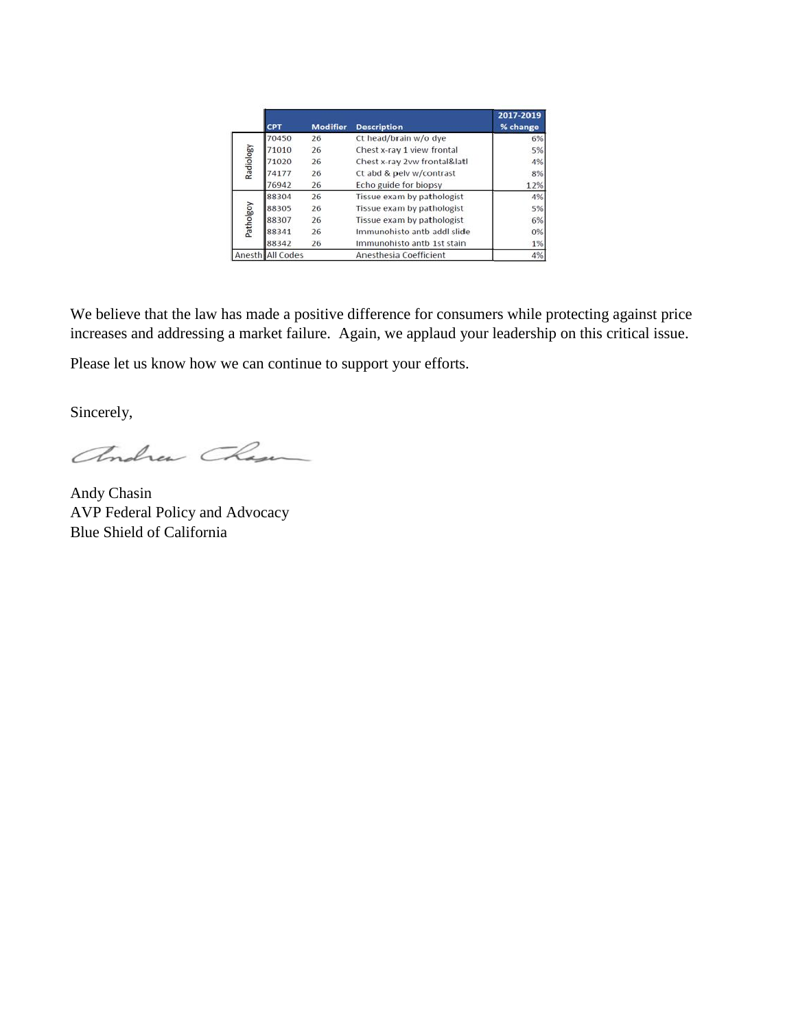| | CPT | Modifier | Description | 2017-2019 % change |
|---|---|---|---|---|
| Radiology | 70450 | 26 | Ct head/brain w/o dye | 6% |
| | 71010 | 26 | Chest x-ray 1 view frontal | 5% |
| | 71020 | 26 | Chest x-ray 2vw frontal&latl | 4% |
| | 74177 | 26 | Ct abd & pelv w/contrast | 8% |
| | 76942 | 26 | Echo guide for biopsy | 12% |
| Patholgoy | 88304 | 26 | Tissue exam by pathologist | 4% |
| | 88305 | 26 | Tissue exam by pathologist | 5% |
| | 88307 | 26 | Tissue exam by pathologist | 6% |
| | 88341 | 26 | Immunohisto antb addl slide | 0% |
| | 88342 | 26 | Immunohisto antb 1st stain | 1% |
| Anesth | All Codes | | Anesthesia Coefficient | 4% |

We believe that the law has made a positive difference for consumers while protecting against price increases and addressing a market failure. Again, we applaud your leadership on this critical issue.

Please let us know how we can continue to support your efforts.

Sincerely,

Andy Chasin
AVP Federal Policy and Advocacy
Blue Shield of California